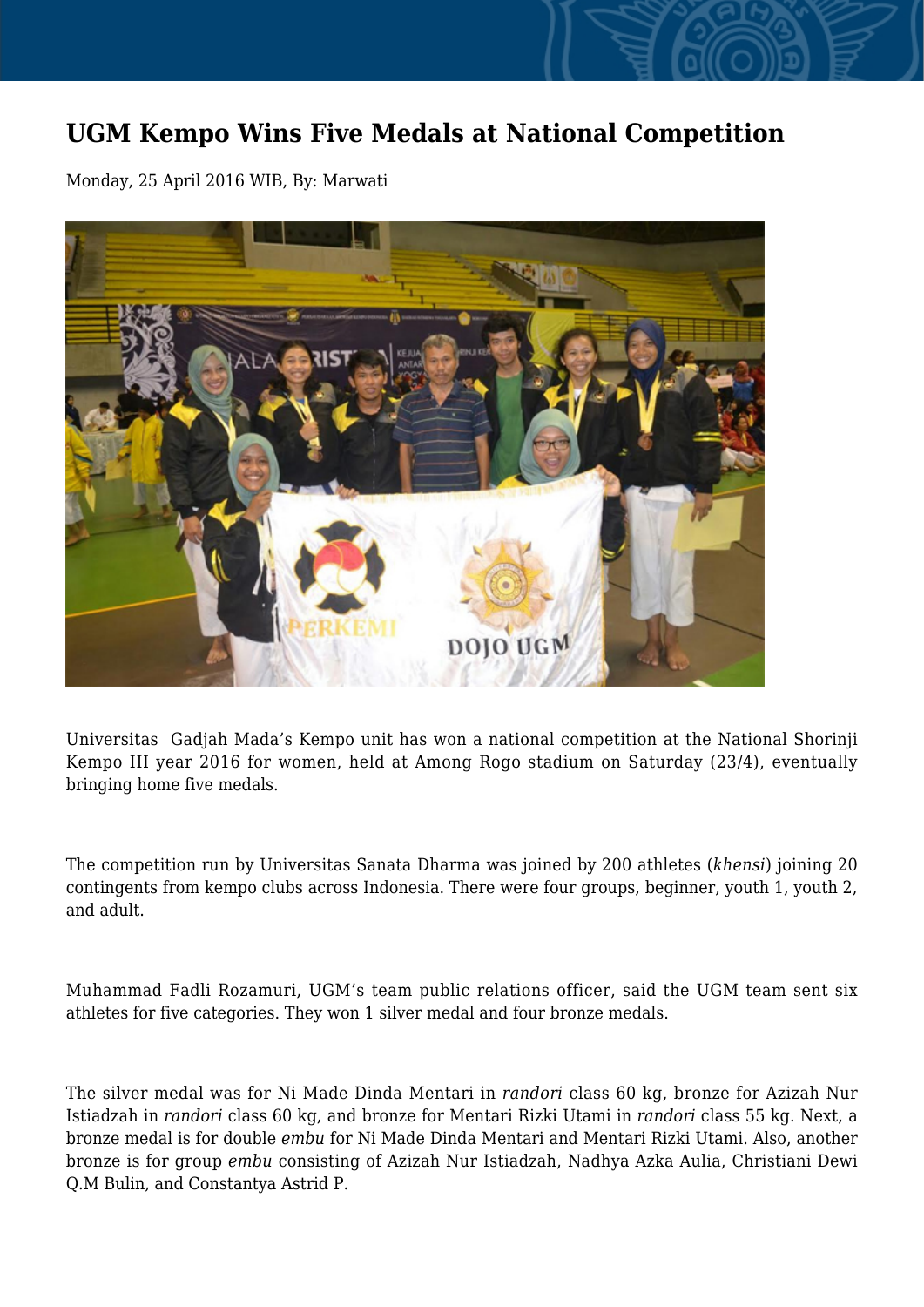# UGM Kempo Wins Five Medals at National Competition

Monday, 25 April 2016 WIB, By: Marwati

Universitas Gadjah Mada's Kempo unit has won a national competition at the National Shorinji Kempo III year 2016 for women, held at Among Rogo stadium on Saturday (23/4), eventually bringing home five medals.

The competition run by Universitas Sanata Dharma was joined by 200 athletes (*khensi*) joining 20 contingents from kempo clubs across Indonesia. There were four groups, beginner, youth 1, youth 2, and adult.

Muhammad Fadli Rozamuri, UGM's team public relations officer, said the UGM team sent six athletes for five categories. They won 1 silver medal and four bronze medals.

The silver medal was for Ni Made Dinda Mentari in *randori* class 60 kg, bronze for Azizah Nur Istiadzah in *randori* class 60 kg, and bronze for Mentari Rizki Utami in *randori* class 55 kg. Next, a bronze medal is for double *embu* for Ni Made Dinda Mentari and Mentari Rizki Utami. Also, another bronze is for group *embu* consisting of Azizah Nur Istiadzah, Nadhya Azka Aulia, Christiani Dewi Q.M Bulin, and Constantya Astrid P.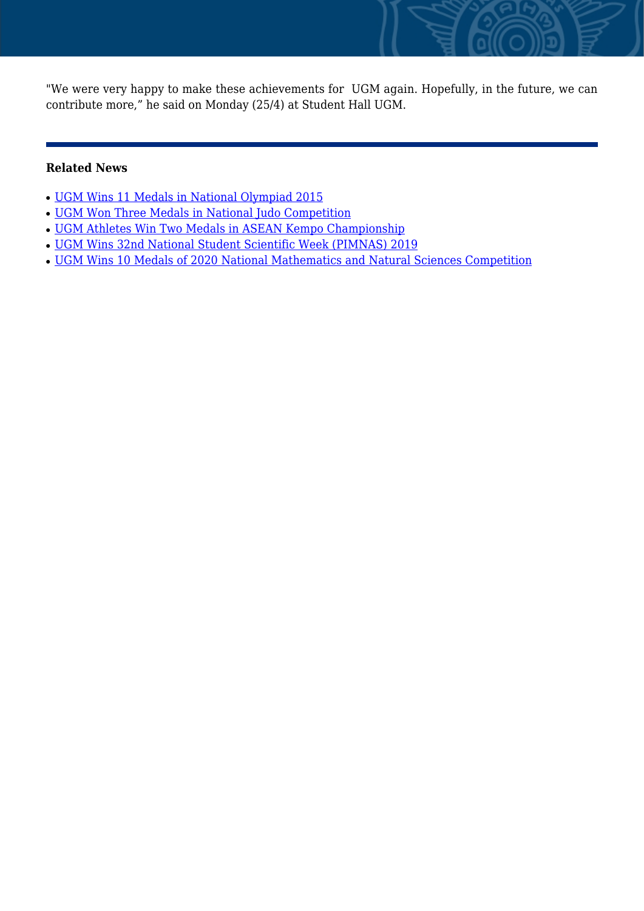"We were very happy to make these achievements for UGM again. Hopefully, in the future, we can contribute more," he said on Monday (25/4) at Student Hall UGM.

---

**Related News**

- UGM Wins 11 Medals in National Olympiad 2015
- UGM Won Three Medals in National Judo Competition
- UGM Athletes Win Two Medals in ASEAN Kempo Championship
- UGM Wins 32nd National Student Scientific Week (PIMNAS) 2019
- UGM Wins 10 Medals of 2020 National Mathematics and Natural Sciences Competition